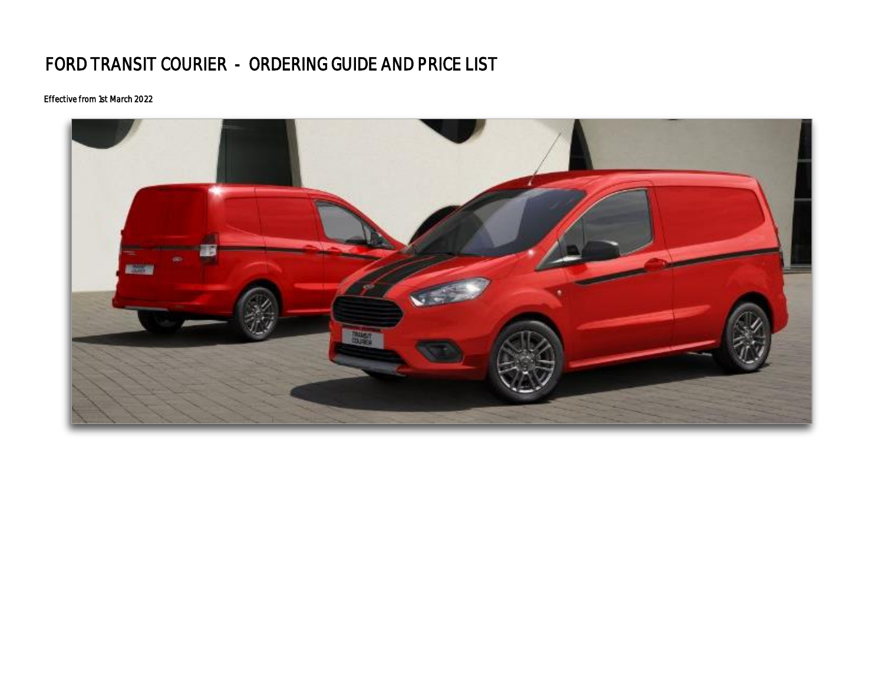# FORD TRANSIT COURIER - ORDERING GUIDE AND PRICE LIST

*Effective from 1st March 2022*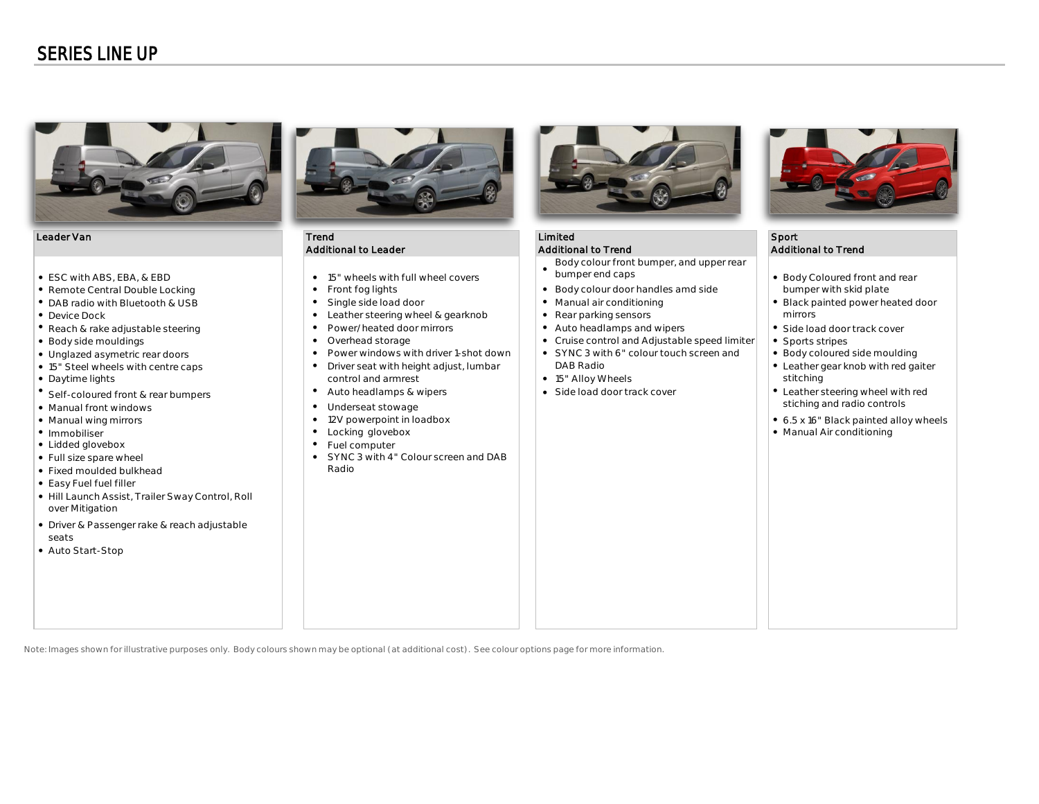# SERIES LINE UP

## Leader Van

- ESC with ABS, EBA, & EBD
- Remote Central Double Locking
- DAB radio with Bluetooth & USB
- Device Dock
- Reach & rake adjustable steering
- Body side mouldings
- Unglazed asymetric rear doors
- 15" Steel wheels with centre caps
- Daytime lights
- Self-coloured front & rear bumpers
- Manual front windows
- Manual wing mirrors
- Immobiliser
- Lidded glovebox
- Full size spare wheel
- Fixed moulded bulkhead
- Easy Fuel fuel filler
- Hill Launch Assist, Trailer Sway Control, Roll over Mitigation
- Driver & Passenger rake & reach adjustable seats
- Auto Start-Stop

## Trend
### Additional to Leader

- 15" wheels with full wheel covers
- Front fog lights
- Single side load door
- Leather steering wheel & gearknob
- Power/heated door mirrors
- Overhead storage
- Power windows with driver 1-shot down
- Driver seat with height adjust, lumbar control and armrest
- Auto headlamps & wipers
- Underseat stowage
- 12V powerpoint in loadbox
- Locking glovebox
- Fuel computer
- SYNC 3 with 4" Colour screen and DAB Radio

## Limited
### Additional to Trend

- Body colour front bumper, and upper rear bumper end caps
- Body colour door handles amd side
- Manual air conditioning
- Rear parking sensors
- Auto headlamps and wipers
- Cruise control and Adjustable speed limiter
- SYNC 3 with 6" colour touch screen and DAB Radio
- 15" Alloy Wheels
- Side load door track cover

## Sport
### Additional to Trend

- Body Coloured front and rear bumper with skid plate
- Black painted power heated door mirrors
- Side load door track cover
- Sports stripes
- Body coloured side moulding
- Leather gear knob with red gaiter stitching
- Leather steering wheel with red stiching and radio controls
- 6.5 x 16" Black painted alloy wheels
- Manual Air conditioning

Note: Images shown for illustrative purposes only. Body colours shown may be optional (at additional cost). See colour options page for more information.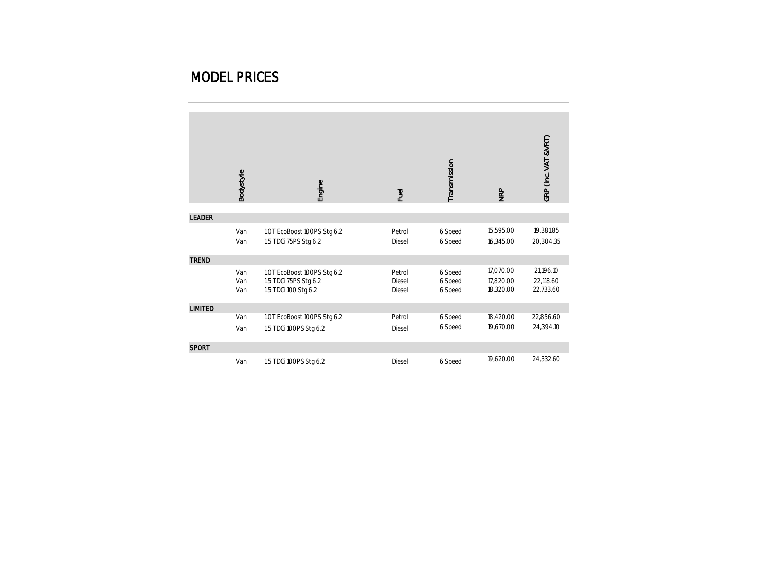# MODEL PRICES

| | Bodystyle | Engine | Fuel | Transmission | NRP | GRP (inc. VAT &VRT) |
|---|---|---|---|---|---|---|
| **LEADER** | | | | | | |
| | Van | 1.0T EcoBoost 100PS Stg 6.2 | Petrol | 6 Speed | 15,595.00 | 19,381.85 |
| | Van | 1.5 TDCi 75PS Stg 6.2 | Diesel | 6 Speed | 16,345.00 | 20,304.35 |
| **TREND** | | | | | | |
| | Van | 1.0T EcoBoost 100PS Stg 6.2 | Petrol | 6 Speed | 17,070.00 | 21,196.10 |
| | Van | 1.5 TDCi 75PS Stg 6.2 | Diesel | 6 Speed | 17,820.00 | 22,118.60 |
| | Van | 1.5 TDCi 100 Stg 6.2 | Diesel | 6 Speed | 18,320.00 | 22,733.60 |
| **LIMITED** | | | | | | |
| | Van | 1.0T EcoBoost 100PS Stg 6.2 | Petrol | 6 Speed | 18,420.00 | 22,856.60 |
| | Van | 1.5 TDCi 100PS Stg 6.2 | Diesel | 6 Speed | 19,670.00 | 24,394.10 |
| **SPORT** | | | | | | |
| | Van | 1.5 TDCi 100PS Stg 6.2 | Diesel | 6 Speed | 19,620.00 | 24,332.60 |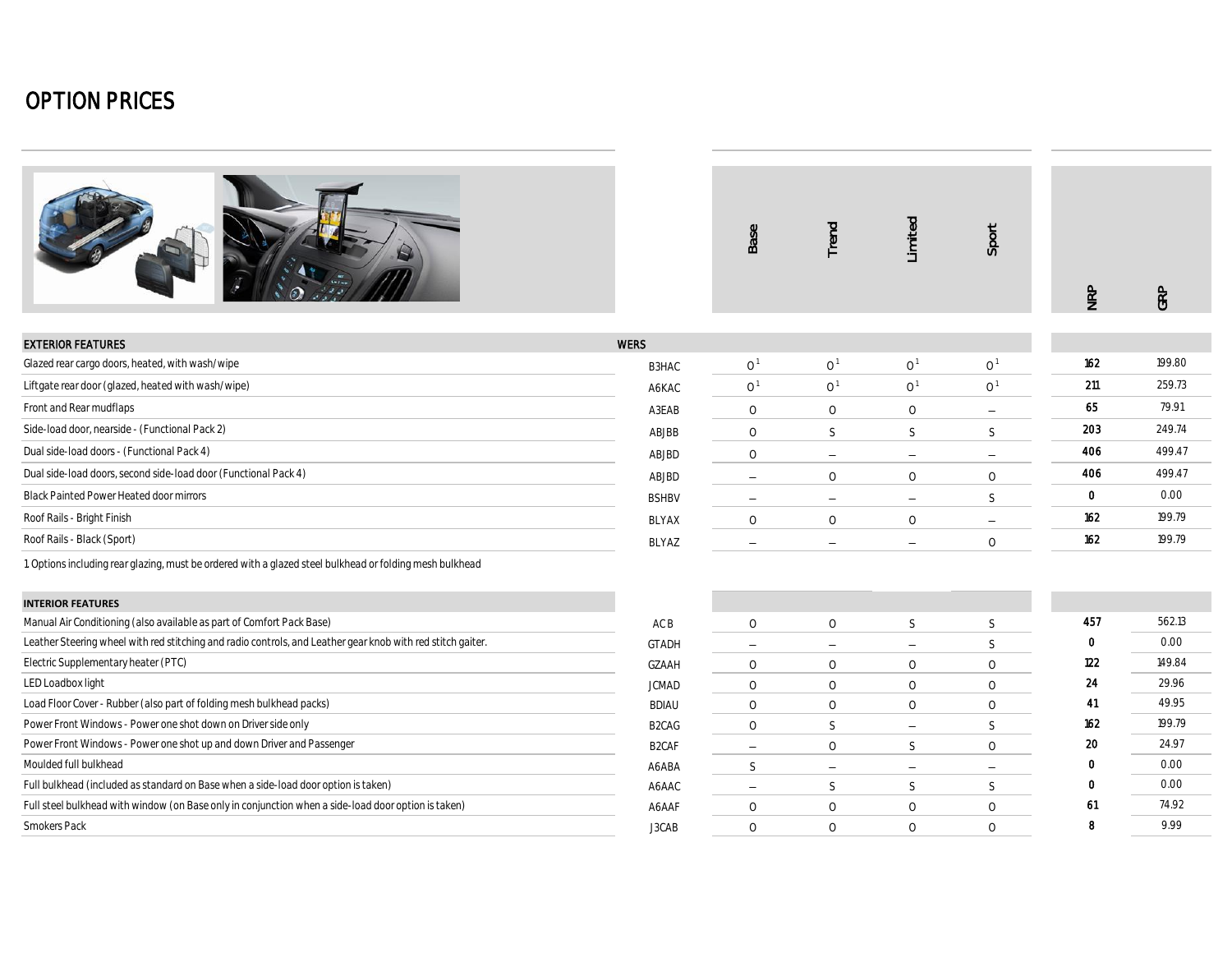# OPTION PRICES

| EXTERIOR FEATURES | WERS | Base | Trend | Limited | Sport | NRP | GRP |
|---|---|---|---|---|---|---|---|
| Glazed rear cargo doors, heated, with wash/wipe | B3HAC | O [1] | O [1] | O [1] | O [1] | 162 | 199.80 |
| Liftgate rear door (glazed, heated with wash/wipe) | A6KAC | O [1] | O [1] | O [1] | O [1] | 211 | 259.73 |
| Front and Rear mudflaps | A3EAB | O | O | O | – | 65 | 79.91 |
| Side-load door, nearside - (Functional Pack 2) | ABJBB | O | S | S | S | 203 | 249.74 |
| Dual side-load doors - (Functional Pack 4) | ABJBD | O | – | – | – | 406 | 499.47 |
| Dual side-load doors, second side-load door (Functional Pack 4) | ABJBD | – | O | O | O | 406 | 499.47 |
| Black Painted Power Heated door mirrors | BSHBV | – | – | – | S | 0 | 0.00 |
| Roof Rails - Bright Finish | BLYAX | O | O | O | – | 162 | 199.79 |
| Roof Rails - Black (Sport) | BLYAZ | – | – | – | O | 162 | 199.79 |

1 Options including rear glazing, must be ordered with a glazed steel bulkhead or folding mesh bulkhead

| INTERIOR FEATURES | WERS | Base | Trend | Limited | Sport | NRP | GRP |
|---|---|---|---|---|---|---|---|
| Manual Air Conditioning (also available as part of Comfort Pack Base) | ACB | O | O | S | S | 457 | 562.13 |
| Leather Steering wheel with red stitching and radio controls, and Leather gear knob with red stitch gaiter. | GTADH | – | – | – | S | 0 | 0.00 |
| Electric Supplementary heater (PTC) | GZAAH | O | O | O | O | 122 | 149.84 |
| LED Loadbox light | JCMAD | O | O | O | O | 24 | 29.96 |
| Load Floor Cover - Rubber (also part of folding mesh bulkhead packs) | BDIAU | O | O | O | O | 41 | 49.95 |
| Power Front Windows - Power one shot down on Driver side only | B2CAG | O | S | – | S | 162 | 199.79 |
| Power Front Windows - Power one shot up and down Driver and Passenger | B2CAF | – | O | S | O | 20 | 24.97 |
| Moulded full bulkhead | A6ABA | S | – | – | – | 0 | 0.00 |
| Full bulkhead (included as standard on Base when a side-load door option is taken) | A6AAC | – | S | S | S | 0 | 0.00 |
| Full steel bulkhead with window (on Base only in conjunction when a side-load door option is taken) | A6AAF | O | O | O | O | 61 | 74.92 |
| Smokers Pack | J3CAB | O | O | O | O | 8 | 9.99 |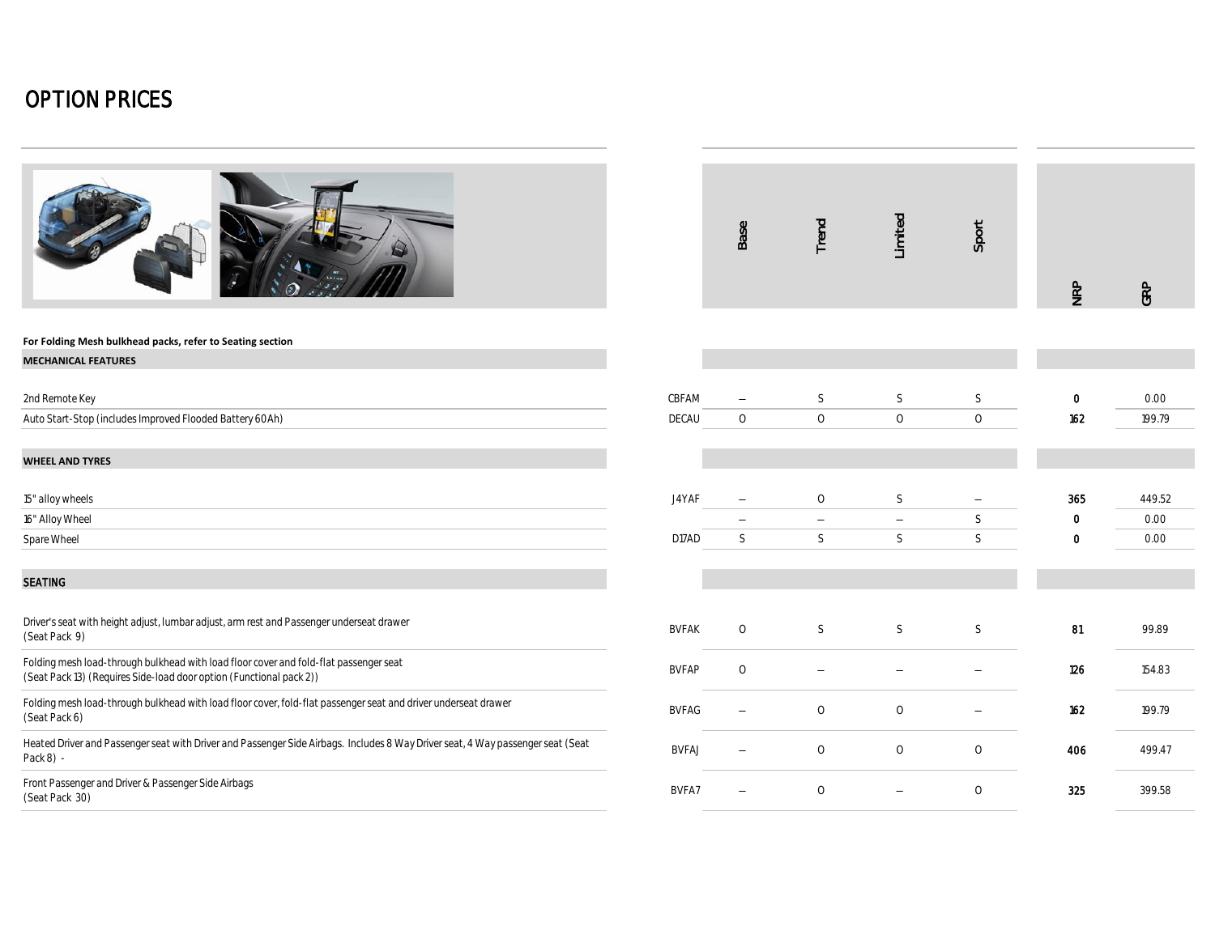# OPTION PRICES

| | Code | Base | Trend | Limited | Sport | NRP | GRP |
|---|---|---|---|---|---|---|---|
| **For Folding Mesh bulkhead packs, refer to Seating section** | | | | | | | |
| **MECHANICAL FEATURES** | | | | | | | |
| 2nd Remote Key | CBFAM | – | S | S | S | 0 | 0.00 |
| Auto Start-Stop (includes Improved Flooded Battery 60Ah) | DECAU | O | O | O | O | 162 | 199.79 |
| **WHEEL AND TYRES** | | | | | | | |
| 15" alloy wheels | J4YAF | – | O | S | – | 365 | 449.52 |
| 16" Alloy Wheel | | – | – | – | S | 0 | 0.00 |
| Spare Wheel | D17AD | S | S | S | S | 0 | 0.00 |
| **SEATING** | | | | | | | |
| Driver's seat with height adjust, lumbar adjust, arm rest and Passenger underseat drawer (Seat Pack 9) | BVFAK | O | S | S | S | 81 | 99.89 |
| Folding mesh load-through bulkhead with load floor cover and fold-flat passenger seat (Seat Pack 13) (Requires Side-load door option (Functional pack 2)) | BVFAP | O | – | – | – | 126 | 154.83 |
| Folding mesh load-through bulkhead with load floor cover, fold-flat passenger seat and driver underseat drawer (Seat Pack 6) | BVFAG | – | O | O | – | 162 | 199.79 |
| Heated Driver and Passenger seat with Driver and Passenger Side Airbags. Includes 8 Way Driver seat, 4 Way passenger seat (Seat Pack 8) - | BVFAJ | – | O | O | O | 406 | 499.47 |
| Front Passenger and Driver & Passenger Side Airbags (Seat Pack 30) | BVFA7 | – | O | – | O | 325 | 399.58 |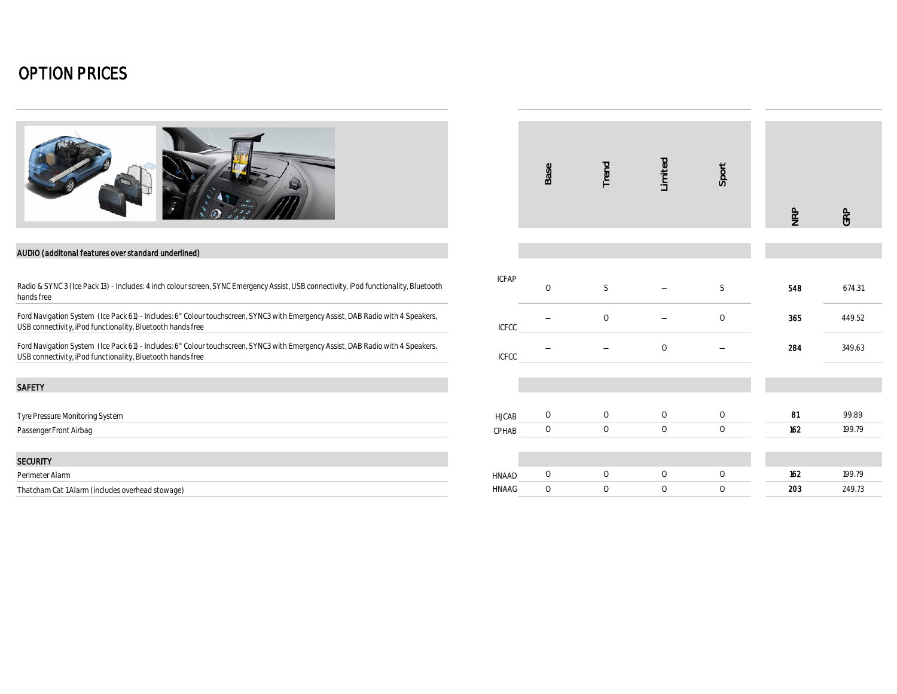# OPTION PRICES

| | Code | Base | Trend | Limited | Sport | NRP | GRP |
|---|---|---|---|---|---|---|---|
| **AUDIO (additonal features over standard underlined)** | | | | | | | |
| Radio & SYNC 3 (Ice Pack 13) - Includes: 4 inch colour screen, SYNC Emergency Assist, USB connectivity, iPod functionality, Bluetooth hands free | ICFAP | O | S | – | S | **548** | 674.31 |
| Ford Navigation System (Ice Pack 61) - Includes: 6" Colour touchscreen, SYNC3 with Emergency Assist, DAB Radio with 4 Speakers, USB connectivity, iPod functionality, Bluetooth hands free | ICFCC | – | O | – | O | **365** | 449.52 |
| Ford Navigation System (Ice Pack 61) - Includes: 6" Colour touchscreen, SYNC3 with Emergency Assist, DAB Radio with 4 Speakers, USB connectivity, iPod functionality, Bluetooth hands free | ICFCC | – | – | O | – | **284** | 349.63 |
| **SAFETY** | | | | | | | |
| Tyre Pressure Monitoring System | HJCAB | O | O | O | O | **81** | 99.89 |
| Passenger Front Airbag | CPHAB | O | O | O | O | **162** | 199.79 |
| **SECURITY** | | | | | | | |
| Perimeter Alarm | HNAAD | O | O | O | O | **162** | 199.79 |
| Thatcham Cat 1 Alarm (includes overhead stowage) | HNAAG | O | O | O | O | **203** | 249.73 |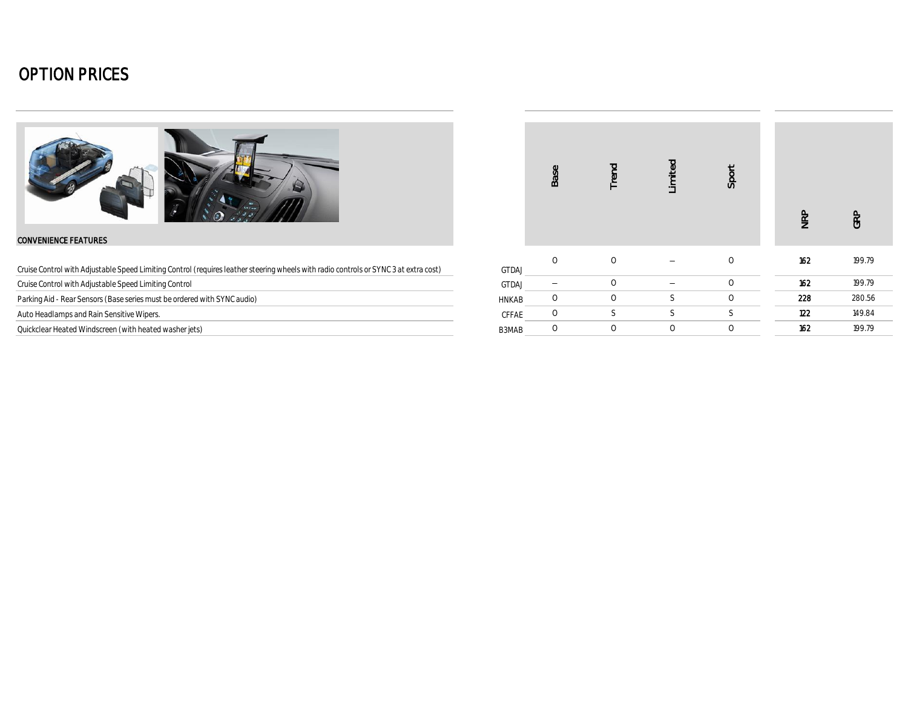# OPTION PRICES

| CONVENIENCE FEATURES | | Base | Trend | Limited | Sport | NRP | GRP |
|---|---|---|---|---|---|---|---|
| Cruise Control with Adjustable Speed Limiting Control (requires leather steering wheels with radio controls or SYNC 3 at extra cost) | GTDAJ | O | O | – | O | 162 | 199.79 |
| Cruise Control with Adjustable Speed Limiting Control | GTDAJ | – | O | – | O | 162 | 199.79 |
| Parking Aid - Rear Sensors (Base series must be ordered with SYNC audio) | HNKAB | O | O | S | O | 228 | 280.56 |
| Auto Headlamps and Rain Sensitive Wipers. | CFFAE | O | S | S | S | 122 | 149.84 |
| Quickclear Heated Windscreen (with heated washer jets) | B3MAB | O | O | O | O | 162 | 199.79 |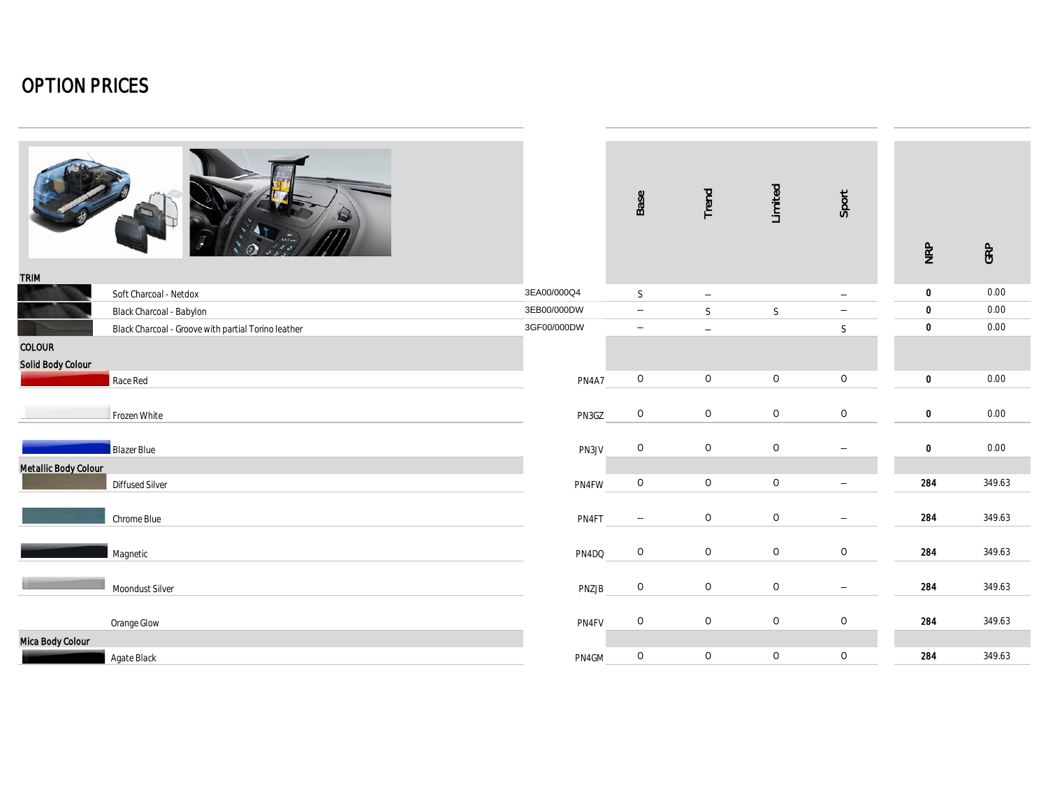# OPTION PRICES

| | Code | Base | Trend | Limited | Sport | NRP | GRP |
|---|---|---|---|---|---|---|---|
| **TRIM** | | | | | | | |
| Soft Charcoal - Netdox | 3EA00/000Q4 | S | – | | – | **0** | 0.00 |
| Black Charcoal - Babylon | 3EB00/000DW | – | S | S | – | **0** | 0.00 |
| Black Charcoal - Groove with partial Torino leather | 3GF00/000DW | – | – | | S | **0** | 0.00 |
| **COLOUR** | | | | | | | |
| **Solid Body Colour** | | | | | | | |
| Race Red | PN4A7 | O | O | O | O | **0** | 0.00 |
| Frozen White | PN3GZ | O | O | O | O | **0** | 0.00 |
| Blazer Blue | PN3JV | O | O | O | – | **0** | 0.00 |
| **Metallic Body Colour** | | | | | | | |
| Diffused Silver | PN4FW | O | O | O | – | **284** | 349.63 |
| Chrome Blue | PN4FT | – | O | O | – | **284** | 349.63 |
| Magnetic | PN4DQ | O | O | O | O | **284** | 349.63 |
| Moondust Silver | PNZJB | O | O | O | – | **284** | 349.63 |
| Orange Glow | PN4FV | O | O | O | O | **284** | 349.63 |
| **Mica Body Colour** | | | | | | | |
| Agate Black | PN4GM | O | O | O | O | **284** | 349.63 |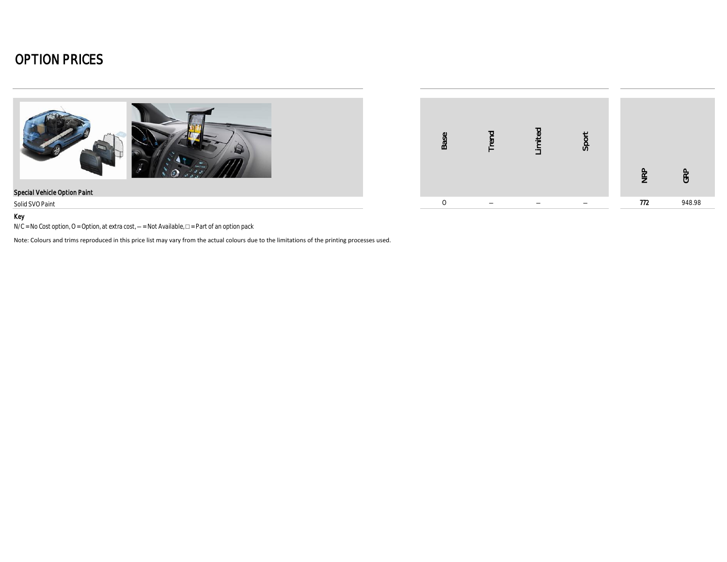# OPTION PRICES

| Special Vehicle Option Paint | Base | Trend | Limited | Sport | NRP | GRP |
|---|---|---|---|---|---|---|
| Solid SVO Paint | O | – | – | – | **772** | 948.98 |

**Key**

N/C = No Cost option, O = Option, at extra cost, – = Not Available, □ = Part of an option pack

Note: Colours and trims reproduced in this price list may vary from the actual colours due to the limitations of the printing processes used.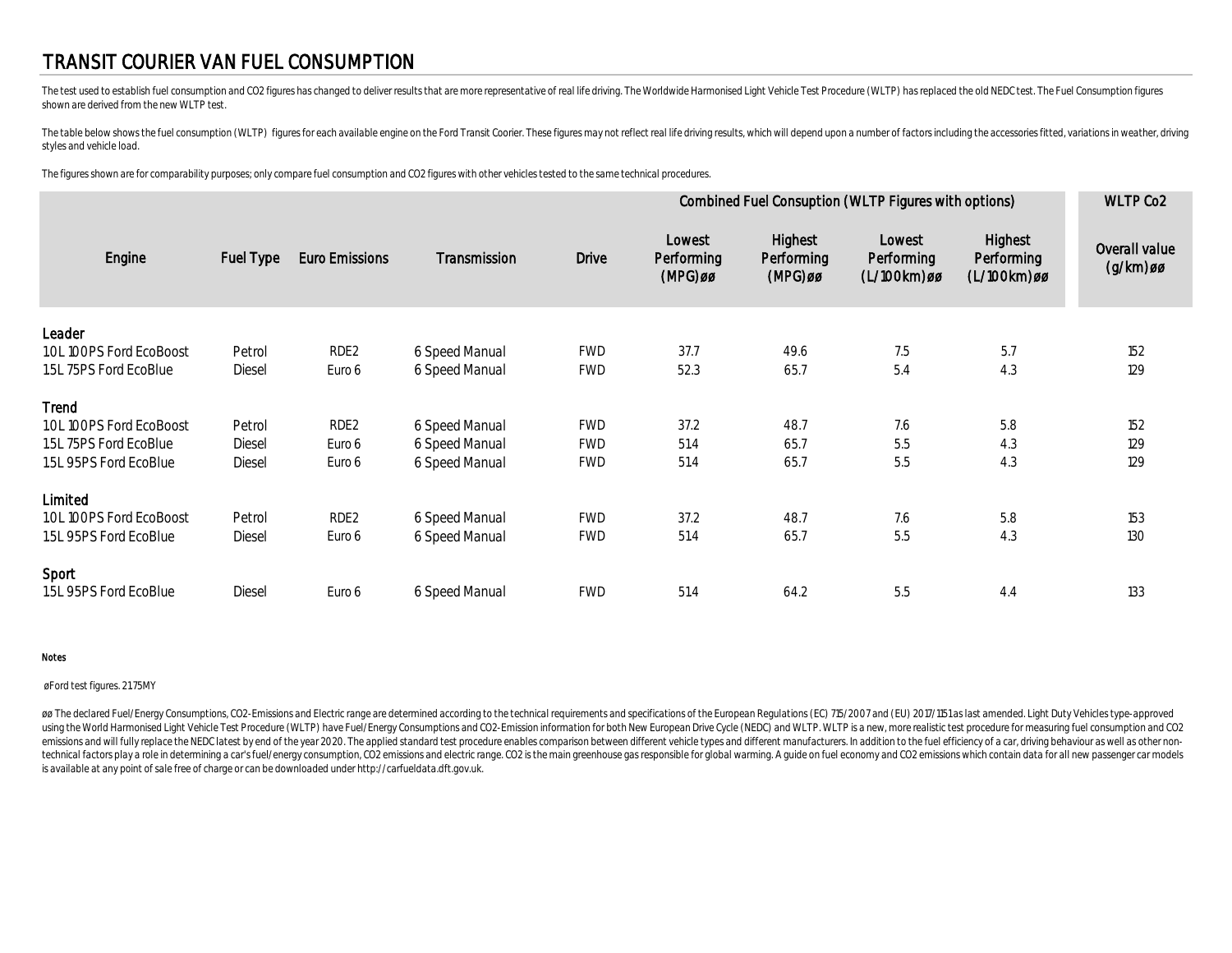# TRANSIT COURIER VAN FUEL CONSUMPTION

The test used to establish fuel consumption and CO2 figures has changed to deliver results that are more representative of real life driving. The Worldwide Harmonised Light Vehicle Test Procedure (WLTP) has replaced the old NEDC test. The Fuel Consumption figures shown are derived from the new WLTP test.

The table below shows the fuel consumption (WLTP) figures for each available engine on the Ford Transit Coorier. These figures may not reflect real life driving results, which will depend upon a number of factors including the accessories fitted, variations in weather, driving styles and vehicle load.

The figures shown are for comparability purposes; only compare fuel consumption and CO2 figures with other vehicles tested to the same technical procedures.

| Engine | Fuel Type | Euro Emissions | Transmission | Drive | Combined Fuel Consuption (WLTP Figures with options) | | | | WLTP Co2 |
|---|---|---|---|---|---|---|---|---|---|
| | | | | | Lowest Performing (MPG)øø | Highest Performing (MPG)øø | Lowest Performing (L/100km)øø | Highest Performing (L/100km)øø | Overall value (g/km)øø |
| **Leader** | | | | | | | | | |
| 1.0L 100PS Ford EcoBoost | Petrol | RDE2 | 6 Speed Manual | FWD | 37.7 | 49.6 | 7.5 | 5.7 | 152 |
| 1.5L 75PS Ford EcoBlue | Diesel | Euro 6 | 6 Speed Manual | FWD | 52.3 | 65.7 | 5.4 | 4.3 | 129 |
| **Trend** | | | | | | | | | |
| 1.0L 100PS Ford EcoBoost | Petrol | RDE2 | 6 Speed Manual | FWD | 37.2 | 48.7 | 7.6 | 5.8 | 152 |
| 1.5L 75PS Ford EcoBlue | Diesel | Euro 6 | 6 Speed Manual | FWD | 51.4 | 65.7 | 5.5 | 4.3 | 129 |
| 1.5L 95PS Ford EcoBlue | Diesel | Euro 6 | 6 Speed Manual | FWD | 51.4 | 65.7 | 5.5 | 4.3 | 129 |
| **Limited** | | | | | | | | | |
| 1.0L 100PS Ford EcoBoost | Petrol | RDE2 | 6 Speed Manual | FWD | 37.2 | 48.7 | 7.6 | 5.8 | 153 |
| 1.5L 95PS Ford EcoBlue | Diesel | Euro 6 | 6 Speed Manual | FWD | 51.4 | 65.7 | 5.5 | 4.3 | 130 |
| **Sport** | | | | | | | | | |
| 1.5L 95PS Ford EcoBlue | Diesel | Euro 6 | 6 Speed Manual | FWD | 51.4 | 64.2 | 5.5 | 4.4 | 133 |

**Notes**

øFord test figures. 21.75MY

øø The declared Fuel/Energy Consumptions, CO2-Emissions and Electric range are determined according to the technical requirements and specifications of the European Regulations (EC) 715/2007 and (EU) 2017/1151 as last amended. Light Duty Vehicles type-approved using the World Harmonised Light Vehicle Test Procedure (WLTP) have Fuel/Energy Consumptions and CO2-Emission information for both New European Drive Cycle (NEDC) and WLTP. WLTP is a new, more realistic test procedure for measuring fuel consumption and CO2 emissions and will fully replace the NEDC latest by end of the year 2020. The applied standard test procedure enables comparison between different vehicle types and different manufacturers. In addition to the fuel efficiency of a car, driving behaviour as well as other non-technical factors play a role in determining a car's fuel/energy consumption, CO2 emissions and electric range. CO2 is the main greenhouse gas responsible for global warming. A guide on fuel economy and CO2 emissions which contain data for all new passenger car models is available at any point of sale free of charge or can be downloaded under http://carfueldata.dft.gov.uk.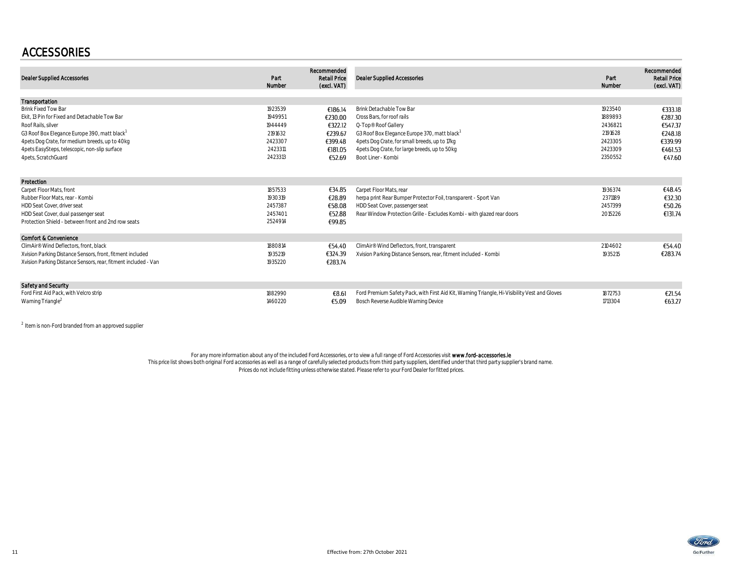# ACCESSORIES

| Dealer Supplied Accessories | Part Number | Recommended Retail Price (excl. VAT) | Dealer Supplied Accessories | Part Number | Recommended Retail Price (excl. VAT) |
|---|---|---|---|---|---|
| **Transportation** | | | | | |
| Brink Fixed Tow Bar | 1923539 | €186.14 | Brink Detachable Tow Bar | 1923540 | €333.18 |
| Ekit, 13 Pin for Fixed and Detachable Tow Bar | 1949951 | €230.00 | Cross Bars, for roof rails | 1889893 | €287.30 |
| Roof Rails, silver | 1944449 | €322.12 | Q-Top® Roof Gallery | 2436821 | €547.37 |
| G3 Roof Box Elegance Europe 390, matt black[1] | 2191632 | €239.67 | G3 Roof Box Elegance Europe 370, matt black[1] | 2191628 | €248.18 |
| 4pets Dog Crate, for medium breeds, up to 40kg | 2423307 | €399.48 | 4pets Dog Crate, for small breeds, up to 17kg | 2423305 | €339.99 |
| 4pets EasySteps, telescopic, non-slip surface | 2423311 | €181.05 | 4pets Dog Crate, for large breeds, up to 50kg | 2423309 | €461.53 |
| 4pets, ScratchGuard | 2423313 | €52.69 | Boot Liner - Kombi | 2350552 | €47.60 |
| **Protection** | | | | | |
| Carpet Floor Mats, front | 1857533 | €34.85 | Carpet Floor Mats, rear | 1936374 | €48.45 |
| Rubber Floor Mats, rear - Kombi | 1930319 | €28.89 | herpa print Rear Bumper Protector Foil, transparent - Sport Van | 2371189 | €32.30 |
| HDD Seat Cover, driver seat | 2457387 | €58.08 | HDD Seat Cover, passenger seat | 2457399 | €50.26 |
| HDD Seat Cover, dual passenger seat | 2457401 | €52.88 | Rear Window Protection Grille - Excludes Kombi - with glazed rear doors | 2015226 | €131.74 |
| Protection Shield - between front and 2nd row seats | 2524914 | €99.85 | | | |
| **Comfort & Convenience** | | | | | |
| ClimAir® Wind Deflectors, front, black | 1880814 | €54.40 | ClimAir® Wind Deflectors, front, transparent | 2104602 | €54.40 |
| Xvision Parking Distance Sensors, front, fitment included | 1935219 | €324.39 | Xvision Parking Distance Sensors, rear, fitment included - Kombi | 1935215 | €283.74 |
| Xvision Parking Distance Sensors, rear, fitment included - Van | 1935220 | €283.74 | | | |
| **Safety and Security** | | | | | |
| Ford First Aid Pack, with Velcro strip | 1882990 | €8.61 | Ford Premium Safety Pack, with First Aid Kit, Warning Triangle, Hi-Visibility Vest and Gloves | 1872753 | €21.54 |
| Warning Triangle[2] | 1460220 | €5.09 | Bosch Reverse Audible Warning Device | 1713304 | €63.27 |

[2] Item is non-Ford branded from an approved supplier

For any more information about any of the included Ford Accessories, or to view a full range of Ford Accessories visit **www.ford-accessories.ie**
This price list shows both original Ford accessories as well as a range of carefully selected products from third party suppliers, identified under that third party supplier's brand name.
Prices do not include fitting unless otherwise stated. Please refer to your Ford Dealer for fitted prices.

Effective from: 27th October 2021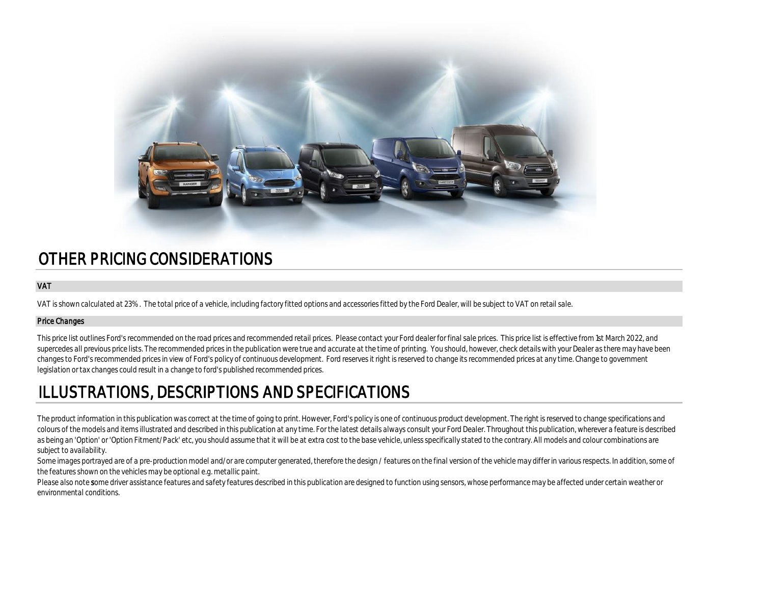# OTHER PRICING CONSIDERATIONS

### VAT

VAT is shown calculated at 23% . The total price of a vehicle, including factory fitted options and accessories fitted by the Ford Dealer, will be subject to VAT on retail sale.

### *Price Changes*

This price list outlines Ford's recommended on the road prices and recommended retail prices. Please contact your Ford dealer for final sale prices. This price list is effective from 1st March 2022, and supercedes all previous price lists. The recommended prices in the publication were true and accurate at the time of printing. You should, however, check details with your Dealer as there may have been changes to Ford's recommended prices in view of Ford's policy of continuous development. Ford reserves it right is reserved to change its recommended prices at any time. Change to government legislation or tax changes could result in a change to ford's published recommended prices.

# ILLUSTRATIONS, DESCRIPTIONS AND SPECIFICATIONS

The product information in this publication was correct at the time of going to print. However, Ford's policy is one of continuous product development. The right is reserved to change specifications and colours of the models and items illustrated and described in this publication at any time. For the latest details always consult your Ford Dealer. Throughout this publication, wherever a feature is described as being an 'Option' or 'Option Fitment/Pack' etc, you should assume that it will be at extra cost to the base vehicle, unless specifically stated to the contrary. All models and colour combinations are subject to availability.

Some images portrayed are of a pre-production model and/or are computer generated, therefore the design / features on the final version of the vehicle may differ in various respects. In addition, some of the features shown on the vehicles may be optional e.g. metallic paint.

Please also note some driver assistance features and safety features described in this publication are designed to function using sensors, whose performance may be affected under certain weather or environmental conditions.